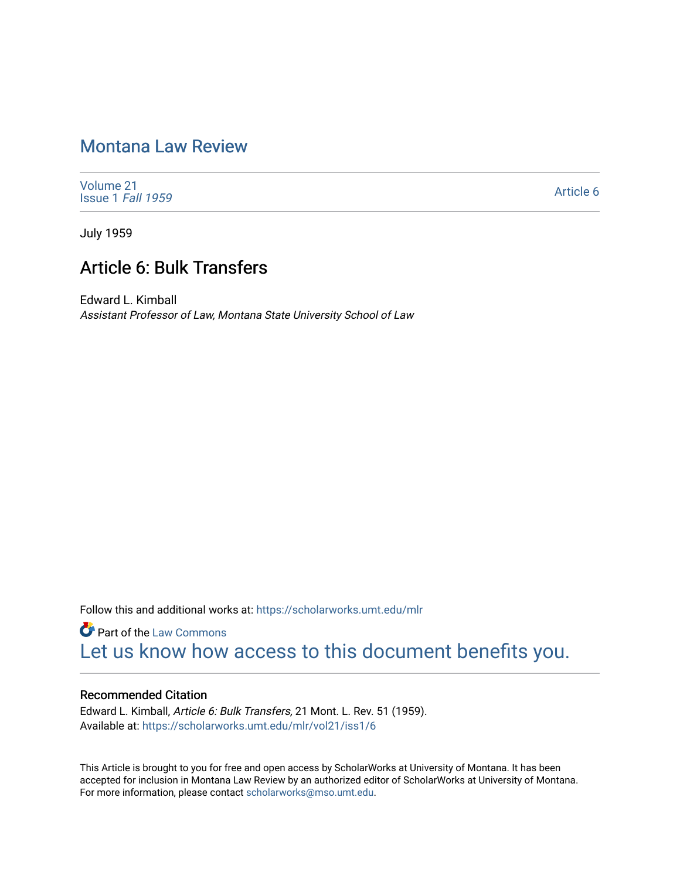# Montana Law Review

Volume 21
Issue 1 *Fall 1959*

Article 6

July 1959

## Article 6: Bulk Transfers

Edward L. Kimball
*Assistant Professor of Law, Montana State University School of Law*

Follow this and additional works at: https://scholarworks.umt.edu/mlr

Part of the Law Commons

Let us know how access to this document benefits you.

### Recommended Citation

Edward L. Kimball, *Article 6: Bulk Transfers,* 21 Mont. L. Rev. 51 (1959).
Available at: https://scholarworks.umt.edu/mlr/vol21/iss1/6

This Article is brought to you for free and open access by ScholarWorks at University of Montana. It has been accepted for inclusion in Montana Law Review by an authorized editor of ScholarWorks at University of Montana. For more information, please contact scholarworks@mso.umt.edu.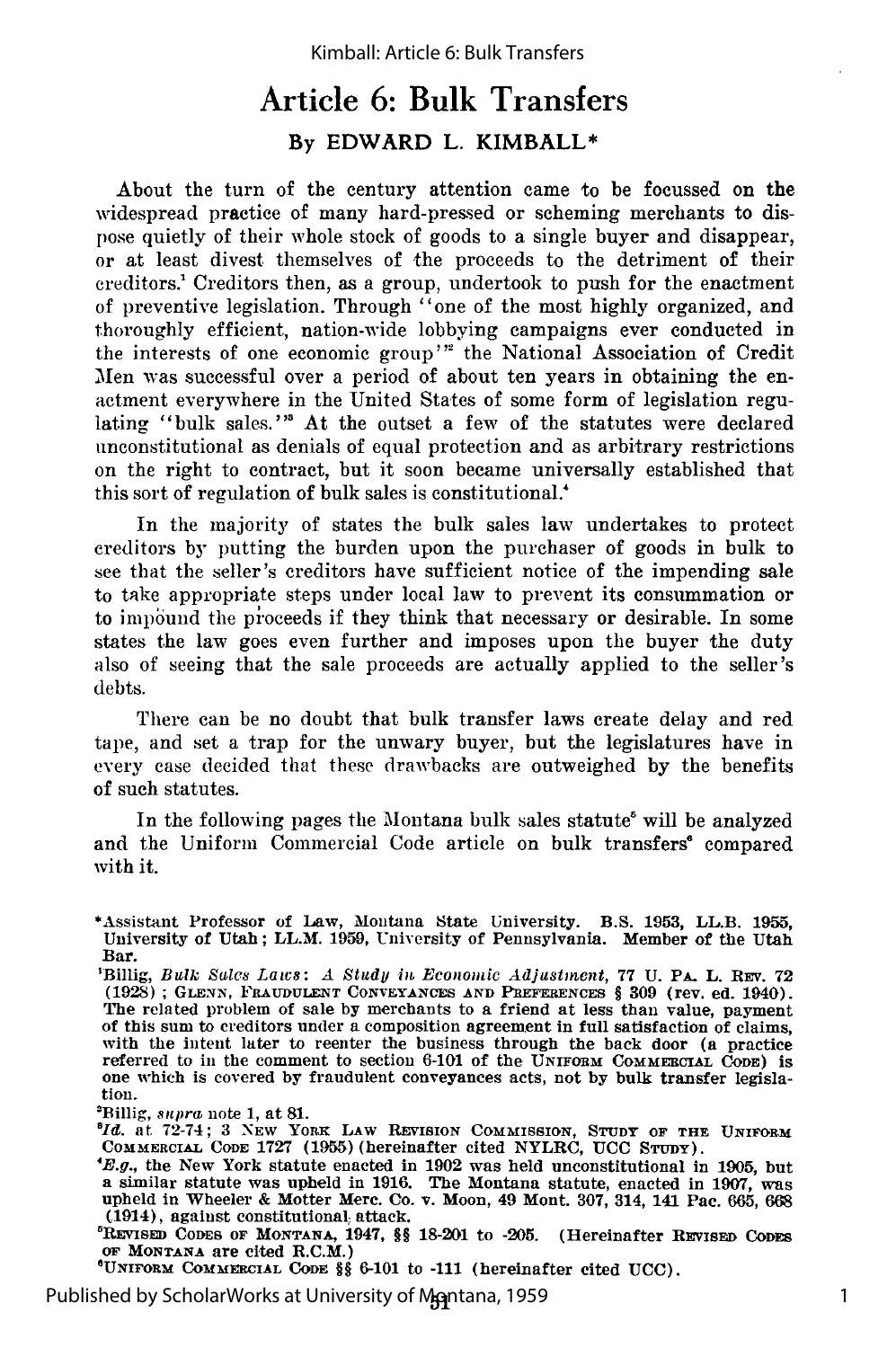# Article 6: Bulk Transfers

By EDWARD L. KIMBALL*

About the turn of the century attention came to be focussed on the widespread practice of many hard-pressed or scheming merchants to dispose quietly of their whole stock of goods to a single buyer and disappear, or at least divest themselves of the proceeds to the detriment of their creditors.[1] Creditors then, as a group, undertook to push for the enactment of preventive legislation. Through "one of the most highly organized, and thoroughly efficient, nation-wide lobbying campaigns ever conducted in the interests of one economic group"[2] the National Association of Credit Men was successful over a period of about ten years in obtaining the enactment everywhere in the United States of some form of legislation regulating "bulk sales."[3] At the outset a few of the statutes were declared unconstitutional as denials of equal protection and as arbitrary restrictions on the right to contract, but it soon became universally established that this sort of regulation of bulk sales is constitutional.[4]

In the majority of states the bulk sales law undertakes to protect creditors by putting the burden upon the purchaser of goods in bulk to see that the seller's creditors have sufficient notice of the impending sale to take appropriate steps under local law to prevent its consummation or to impound the proceeds if they think that necessary or desirable. In some states the law goes even further and imposes upon the buyer the duty also of seeing that the sale proceeds are actually applied to the seller's debts.

There can be no doubt that bulk transfer laws create delay and red tape, and set a trap for the unwary buyer, but the legislatures have in every case decided that these drawbacks are outweighed by the benefits of such statutes.

In the following pages the Montana bulk sales statute[5] will be analyzed and the Uniform Commercial Code article on bulk transfers[6] compared with it.

*Assistant Professor of Law, Montana State University. B.S. 1953, LL.B. 1955, University of Utah; LL.M. 1959, University of Pennsylvania. Member of the Utah Bar.

[1]Billig, *Bulk Sales Laws: A Study in Economic Adjustment*, 77 U. PA. L. REV. 72 (1928); GLENN, FRAUDULENT CONVEYANCES AND PREFERENCES § 309 (rev. ed. 1940). The related problem of sale by merchants to a friend at less than value, payment of this sum to creditors under a composition agreement in full satisfaction of claims, with the intent later to reenter the business through the back door (a practice referred to in the comment to section 6-101 of the UNIFORM COMMERCIAL CODE) is one which is covered by fraudulent conveyances acts, not by bulk transfer legislation.

[2]Billig, *supra* note 1, at 81.

[3]*Id.* at 72-74; 3 NEW YORK LAW REVISION COMMISSION, STUDY OF THE UNIFORM COMMERCIAL CODE 1727 (1955) (hereinafter cited NYLRC, UCC STUDY).

[4]*E.g.*, the New York statute enacted in 1902 was held unconstitutional in 1905, but a similar statute was upheld in 1916. The Montana statute, enacted in 1907, was upheld in Wheeler & Motter Merc. Co. v. Moon, 49 Mont. 307, 314, 141 Pac. 665, 668 (1914), against constitutional attack.

[5]REVISED CODES OF MONTANA, 1947, §§ 18-201 to -205. (Hereinafter REVISED CODES OF MONTANA are cited R.C.M.)

[6]UNIFORM COMMERCIAL CODE §§ 6-101 to -111 (hereinafter cited UCC).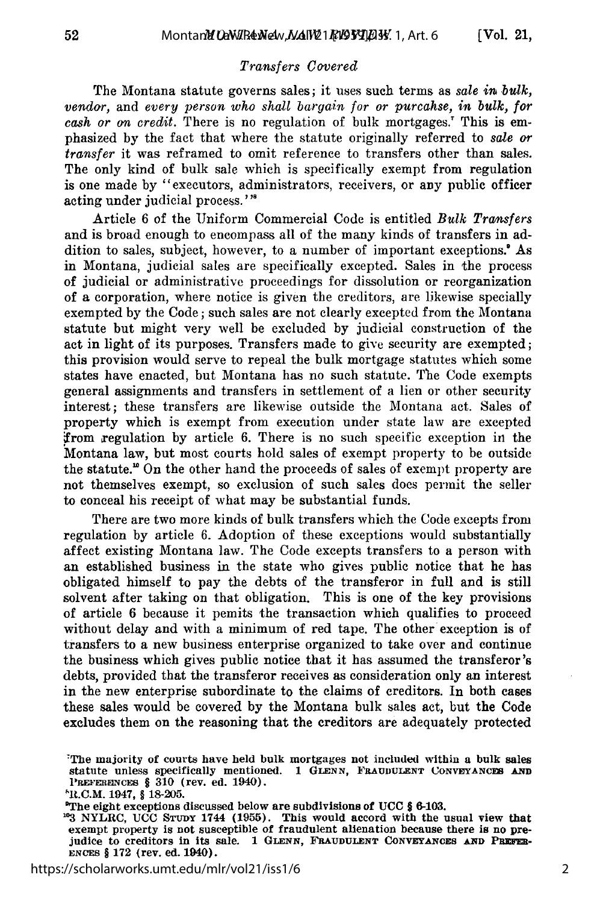*Transfers Covered*

The Montana statute governs sales; it uses such terms as *sale in bulk, vendor,* and *every person who shall bargain for or purcahse, in bulk, for cash or on credit.* There is no regulation of bulk mortgages.[7] This is emphasized by the fact that where the statute originally referred to *sale or transfer* it was reframed to omit reference to transfers other than sales. The only kind of bulk sale which is specifically exempt from regulation is one made by "executors, administrators, receivers, or any public officer acting under judicial process."[8]

Article 6 of the Uniform Commercial Code is entitled *Bulk Transfers* and is broad enough to encompass all of the many kinds of transfers in addition to sales, subject, however, to a number of important exceptions.[9] As in Montana, judicial sales are specifically excepted. Sales in the process of judicial or administrative proceedings for dissolution or reorganization of a corporation, where notice is given the creditors, are likewise specially exempted by the Code; such sales are not clearly excepted from the Montana statute but might very well be excluded by judicial construction of the act in light of its purposes. Transfers made to give security are exempted; this provision would serve to repeal the bulk mortgage statutes which some states have enacted, but Montana has no such statute. The Code exempts general assignments and transfers in settlement of a lien or other security interest; these transfers are likewise outside the Montana act. Sales of property which is exempt from execution under state law are excepted from regulation by article 6. There is no such specific exception in the Montana law, but most courts hold sales of exempt property to be outside the statute.[10] On the other hand the proceeds of sales of exempt property are not themselves exempt, so exclusion of such sales does permit the seller to conceal his receipt of what may be substantial funds.

There are two more kinds of bulk transfers which the Code excepts from regulation by article 6. Adoption of these exceptions would substantially affect existing Montana law. The Code excepts transfers to a person with an established business in the state who gives public notice that he has obligated himself to pay the debts of the transferor in full and is still solvent after taking on that obligation. This is one of the key provisions of article 6 because it pemits the transaction which qualifies to proceed without delay and with a minimum of red tape. The other exception is of transfers to a new business enterprise organized to take over and continue the business which gives public notice that it has assumed the transferor's debts, provided that the transferor receives as consideration only an interest in the new enterprise subordinate to the claims of creditors. In both cases these sales would be covered by the Montana bulk sales act, but the Code excludes them on the reasoning that the creditors are adequately protected

[7] The majority of courts have held bulk mortgages not included within a bulk sales statute unless specifically mentioned. 1 GLENN, FRAUDULENT CONVEYANCES AND PREFERENCES § 310 (rev. ed. 1940).

[8] R.C.M. 1947, § 18-205.

[9] The eight exceptions discussed below are subdivisions of UCC § 6-103.

[10] 3 NYLRC, UCC STUDY 1744 (1955). This would accord with the usual view that exempt property is not susceptible of fraudulent alienation because there is no prejudice to creditors in its sale. 1 GLENN, FRAUDULENT CONVEYANCES AND PREFERENCES § 172 (rev. ed. 1940).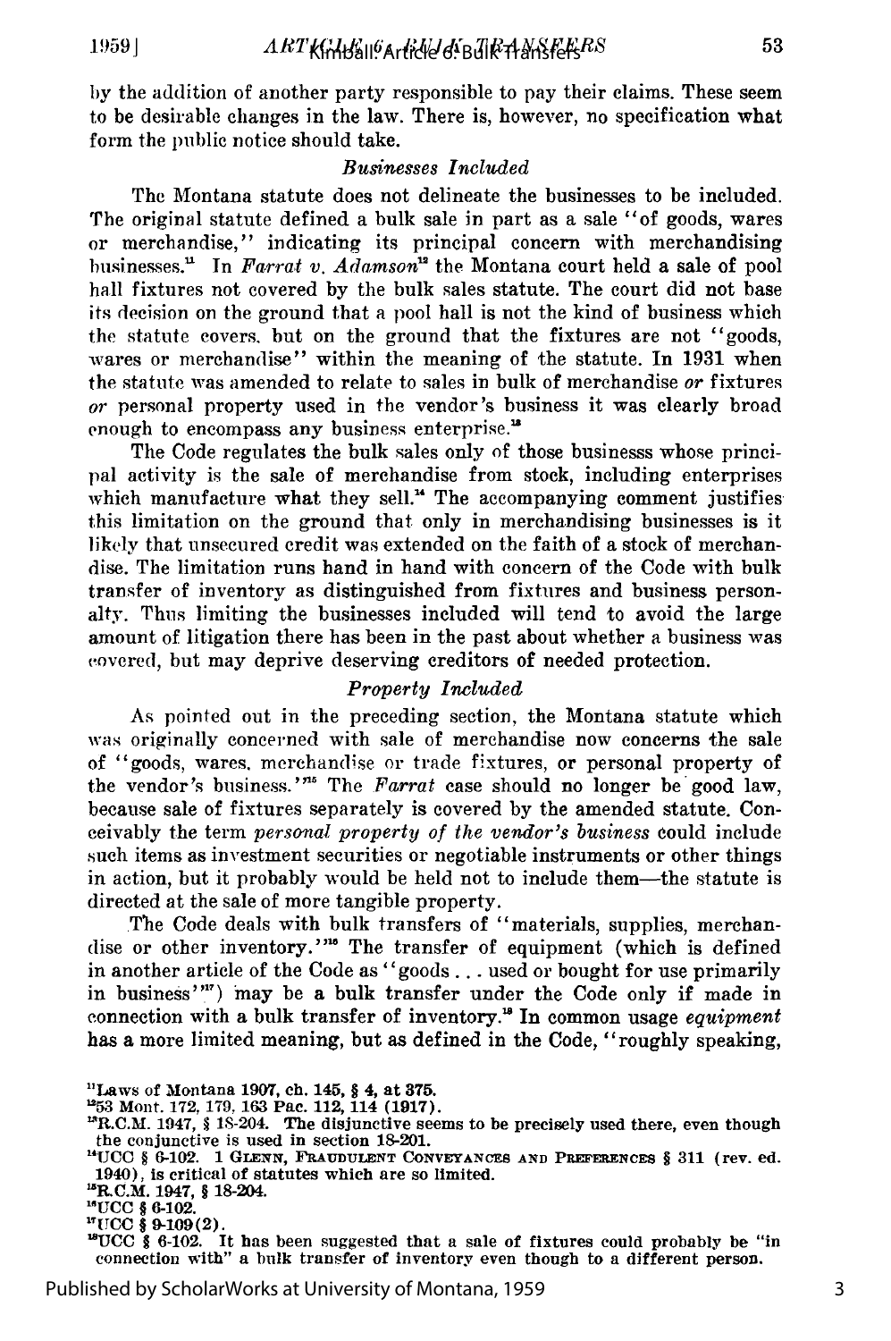by the addition of another party responsible to pay their claims. These seem to be desirable changes in the law. There is, however, no specification what form the public notice should take.

### *Businesses Included*

The Montana statute does not delineate the businesses to be included. The original statute defined a bulk sale in part as a sale "of goods, wares or merchandise," indicating its principal concern with merchandising businesses.[11] In *Farrat v. Adamson*[12] the Montana court held a sale of pool hall fixtures not covered by the bulk sales statute. The court did not base its decision on the ground that a pool hall is not the kind of business which the statute covers, but on the ground that the fixtures are not "goods, wares or merchandise" within the meaning of the statute. In 1931 when the statute was amended to relate to sales in bulk of merchandise *or* fixtures *or* personal property used in the vendor's business it was clearly broad enough to encompass any business enterprise.[13]

The Code regulates the bulk sales only of those businesss whose principal activity is the sale of merchandise from stock, including enterprises which manufacture what they sell.[14] The accompanying comment justifies this limitation on the ground that only in merchandising businesses is it likely that unsecured credit was extended on the faith of a stock of merchandise. The limitation runs hand in hand with concern of the Code with bulk transfer of inventory as distinguished from fixtures and business personalty. Thus limiting the businesses included will tend to avoid the large amount of litigation there has been in the past about whether a business was covered, but may deprive deserving creditors of needed protection.

### *Property Included*

As pointed out in the preceding section, the Montana statute which was originally concerned with sale of merchandise now concerns the sale of "goods, wares, merchandise or trade fixtures, or personal property of the vendor's business."[15] The *Farrat* case should no longer be good law, because sale of fixtures separately is covered by the amended statute. Conceivably the term *personal property of the vendor's business* could include such items as investment securities or negotiable instruments or other things in action, but it probably would be held not to include them—the statute is directed at the sale of more tangible property.

The Code deals with bulk transfers of "materials, supplies, merchandise or other inventory."[16] The transfer of equipment (which is defined in another article of the Code as "goods . . . used or bought for use primarily in business"[17]) may be a bulk transfer under the Code only if made in connection with a bulk transfer of inventory.[18] In common usage *equipment* has a more limited meaning, but as defined in the Code, "roughly speaking,

---

[11] Laws of Montana 1907, ch. 145, § 4, at 375.

[12] 53 Mont. 172, 179, 163 Pac. 112, 114 (1917).

[13] R.C.M. 1947, § 18-204. The disjunctive seems to be precisely used there, even though the conjunctive is used in section 18-201.

[14] UCC § 6-102. 1 GLENN, FRAUDULENT CONVEYANCES AND PREFERENCES § 311 (rev. ed. 1940), is critical of statutes which are so limited.

[15] R.C.M. 1947, § 18-204.

[16] UCC § 6-102.

[17] UCC § 9-109(2).

[18] UCC § 6-102. It has been suggested that a sale of fixtures could probably be "in connection with" a bulk transfer of inventory even though to a different person.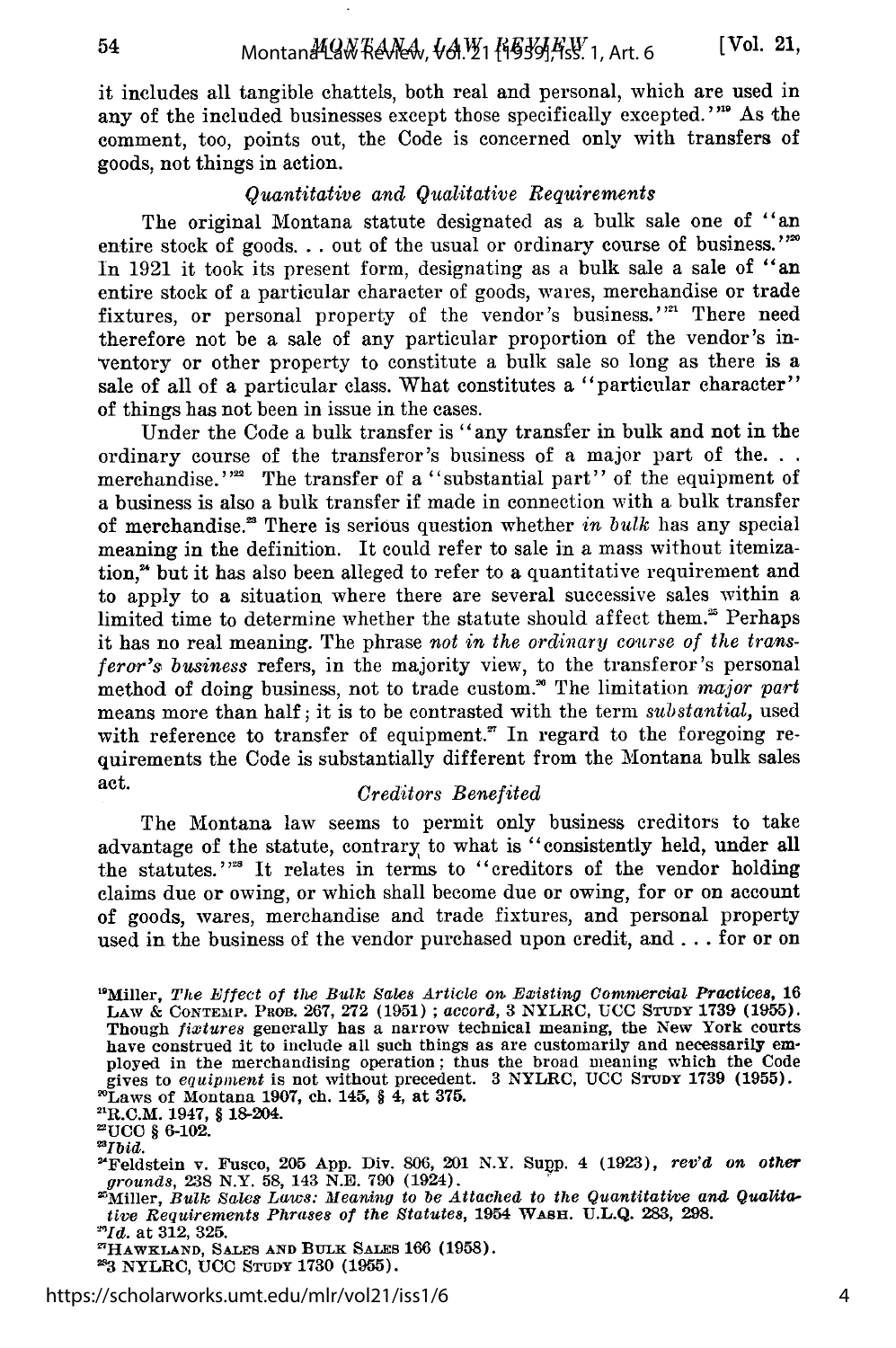it includes all tangible chattels, both real and personal, which are used in any of the included businesses except those specifically excepted."[19] As the comment, too, points out, the Code is concerned only with transfers of goods, not things in action.

*Quantitative and Qualitative Requirements*

The original Montana statute designated as a bulk sale one of "an entire stock of goods. . . out of the usual or ordinary course of business."[20] In 1921 it took its present form, designating as a bulk sale a sale of "an entire stock of a particular character of goods, wares, merchandise or trade fixtures, or personal property of the vendor's business."[21] There need therefore not be a sale of any particular proportion of the vendor's inventory or other property to constitute a bulk sale so long as there is a sale of all of a particular class. What constitutes a "particular character" of things has not been in issue in the cases.

Under the Code a bulk transfer is "any transfer in bulk and not in the ordinary course of the transferor's business of a major part of the. . . merchandise."[22] The transfer of a "substantial part" of the equipment of a business is also a bulk transfer if made in connection with a bulk transfer of merchandise.[23] There is serious question whether *in bulk* has any special meaning in the definition. It could refer to sale in a mass without itemization,[24] but it has also been alleged to refer to a quantitative requirement and to apply to a situation where there are several successive sales within a limited time to determine whether the statute should affect them.[25] Perhaps it has no real meaning. The phrase *not in the ordinary course of the transferor's business* refers, in the majority view, to the transferor's personal method of doing business, not to trade custom.[26] The limitation *major part* means more than half; it is to be contrasted with the term *substantial*, used with reference to transfer of equipment.[27] In regard to the foregoing requirements the Code is substantially different from the Montana bulk sales act.

*Creditors Benefited*

The Montana law seems to permit only business creditors to take advantage of the statute, contrary to what is "consistently held, under all the statutes."[28] It relates in terms to "creditors of the vendor holding claims due or owing, or which shall become due or owing, for or on account of goods, wares, merchandise and trade fixtures, and personal property used in the business of the vendor purchased upon credit, and . . . for or on

---

[19]Miller, *The Effect of the Bulk Sales Article on Existing Commercial Practices*, 16 LAW & CONTEMP. PROB. 267, 272 (1951); *accord*, 3 NYLRC, UCC STUDY 1739 (1955). Though *fixtures* generally has a narrow technical meaning, the New York courts have construed it to include all such things as are customarily and necessarily employed in the merchandising operation; thus the broad meaning which the Code gives to *equipment* is not without precedent. 3 NYLRC, UCC STUDY 1739 (1955).

[20]Laws of Montana 1907, ch. 145, § 4, at 375.

[21]R.C.M. 1947, § 18-204.

[22]UCC § 6-102.

[23]*Ibid.*

[24]Feldstein v. Fusco, 205 App. Div. 806, 201 N.Y. Supp. 4 (1923), *rev'd on other grounds*, 238 N.Y. 58, 143 N.E. 790 (1924).

[25]Miller, *Bulk Sales Laws: Meaning to be Attached to the Quantitative and Qualitative Requirements Phrases of the Statutes*, 1954 WASH. U.L.Q. 283, 298.

[26]*Id.* at 312, 325.

[27]HAWKLAND, SALES AND BULK SALES 166 (1958).

[28]3 NYLRC, UCC STUDY 1730 (1955).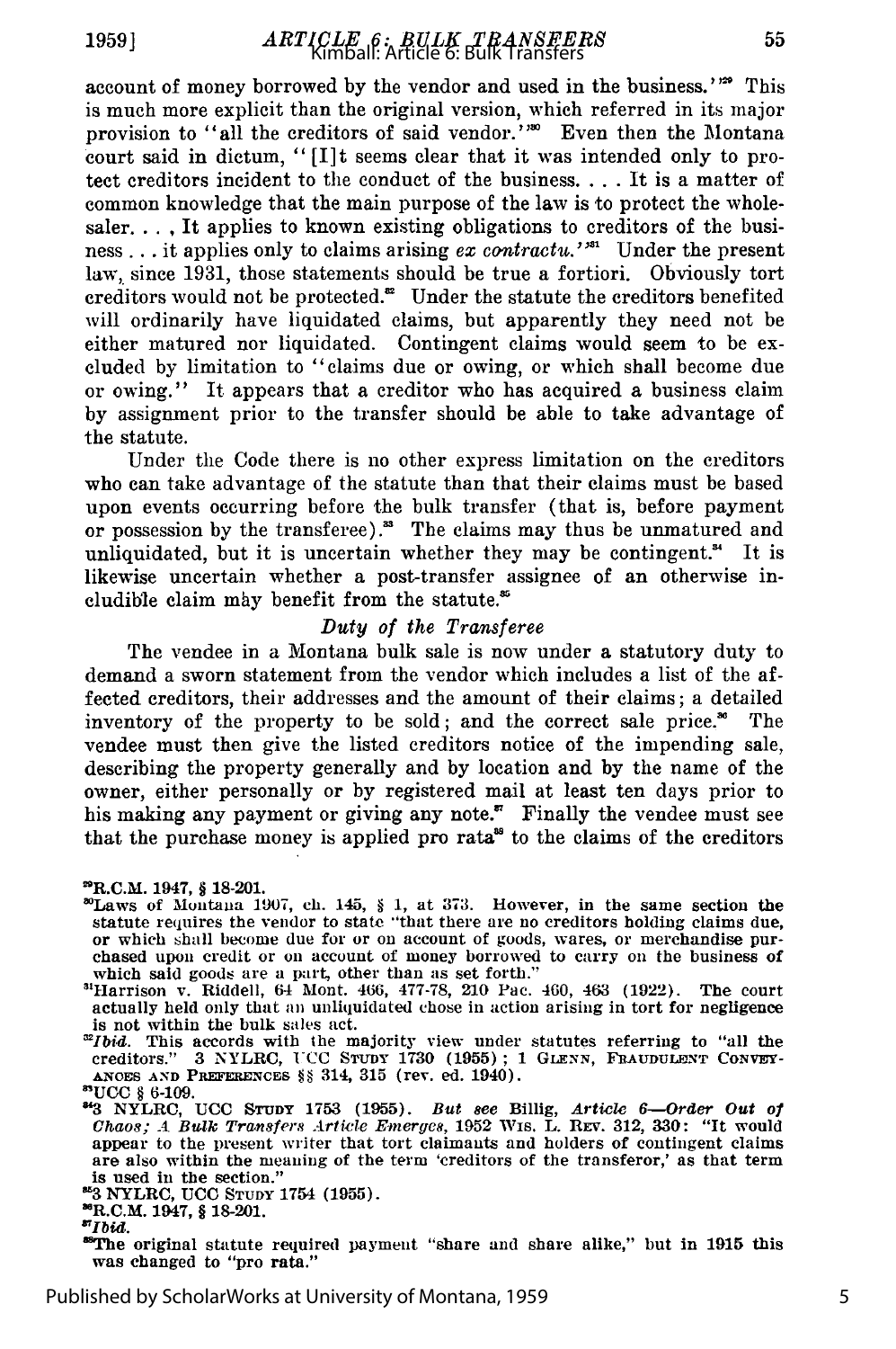account of money borrowed by the vendor and used in the business.'[29] This is much more explicit than the original version, which referred in its major provision to "all the creditors of said vendor."[30] Even then the Montana court said in dictum, "[I]t seems clear that it was intended only to protect creditors incident to the conduct of the business. . . . It is a matter of common knowledge that the main purpose of the law is to protect the wholesaler. . . , It applies to known existing obligations to creditors of the business . . . it applies only to claims arising *ex contractu.*"[31] Under the present law, since 1931, those statements should be true a fortiori. Obviously tort creditors would not be protected.[32] Under the statute the creditors benefited will ordinarily have liquidated claims, but apparently they need not be either matured nor liquidated. Contingent claims would seem to be excluded by limitation to "claims due or owing, or which shall become due or owing." It appears that a creditor who has acquired a business claim by assignment prior to the transfer should be able to take advantage of the statute.

Under the Code there is no other express limitation on the creditors who can take advantage of the statute than that their claims must be based upon events occurring before the bulk transfer (that is, before payment or possession by the transferee).[33] The claims may thus be unmatured and unliquidated, but it is uncertain whether they may be contingent.[34] It is likewise uncertain whether a post-transfer assignee of an otherwise includible claim may benefit from the statute.[35]

### *Duty of the Transferee*

The vendee in a Montana bulk sale is now under a statutory duty to demand a sworn statement from the vendor which includes a list of the affected creditors, their addresses and the amount of their claims; a detailed inventory of the property to be sold; and the correct sale price.[36] The vendee must then give the listed creditors notice of the impending sale, describing the property generally and by location and by the name of the owner, either personally or by registered mail at least ten days prior to his making any payment or giving any note.[37] Finally the vendee must see that the purchase money is applied pro rata[38] to the claims of the creditors

---

[29] R.C.M. 1947, § 18-201.

[30] Laws of Montana 1907, ch. 145, § 1, at 373. However, in the same section the statute requires the vendor to state "that there are no creditors holding claims due, or which shall become due for or on account of goods, wares, or merchandise purchased upon credit or on account of money borrowed to carry on the business of which said goods are a part, other than as set forth."

[31] Harrison v. Riddell, 64 Mont. 466, 477-78, 210 Pac. 460, 463 (1922). The court actually held only that an unliquidated chose in action arising in tort for negligence is not within the bulk sales act.

[32] *Ibid.* This accords with the majority view under statutes referring to "all the creditors." 3 NYLRC, UCC STUDY 1730 (1955); 1 GLENN, FRAUDULENT CONVEYANCES AND PREFERENCES §§ 314, 315 (rev. ed. 1940).

[33] UCC § 6-109.

[34] 3 NYLRC, UCC STUDY 1753 (1955). *But see* Billig, *Article 6—Order Out of Chaos; A Bulk Transfers Article Emerges*, 1952 WIS. L. REV. 312, 330: "It would appear to the present writer that tort claimants and holders of contingent claims are also within the meaning of the term 'creditors of the transferor,' as that term is used in the section."

[35] 3 NYLRC, UCC STUDY 1754 (1955).

[36] R.C.M. 1947, § 18-201.

[37] *Ibid.*

[38] The original statute required payment "share and share alike," but in 1915 this was changed to "pro rata."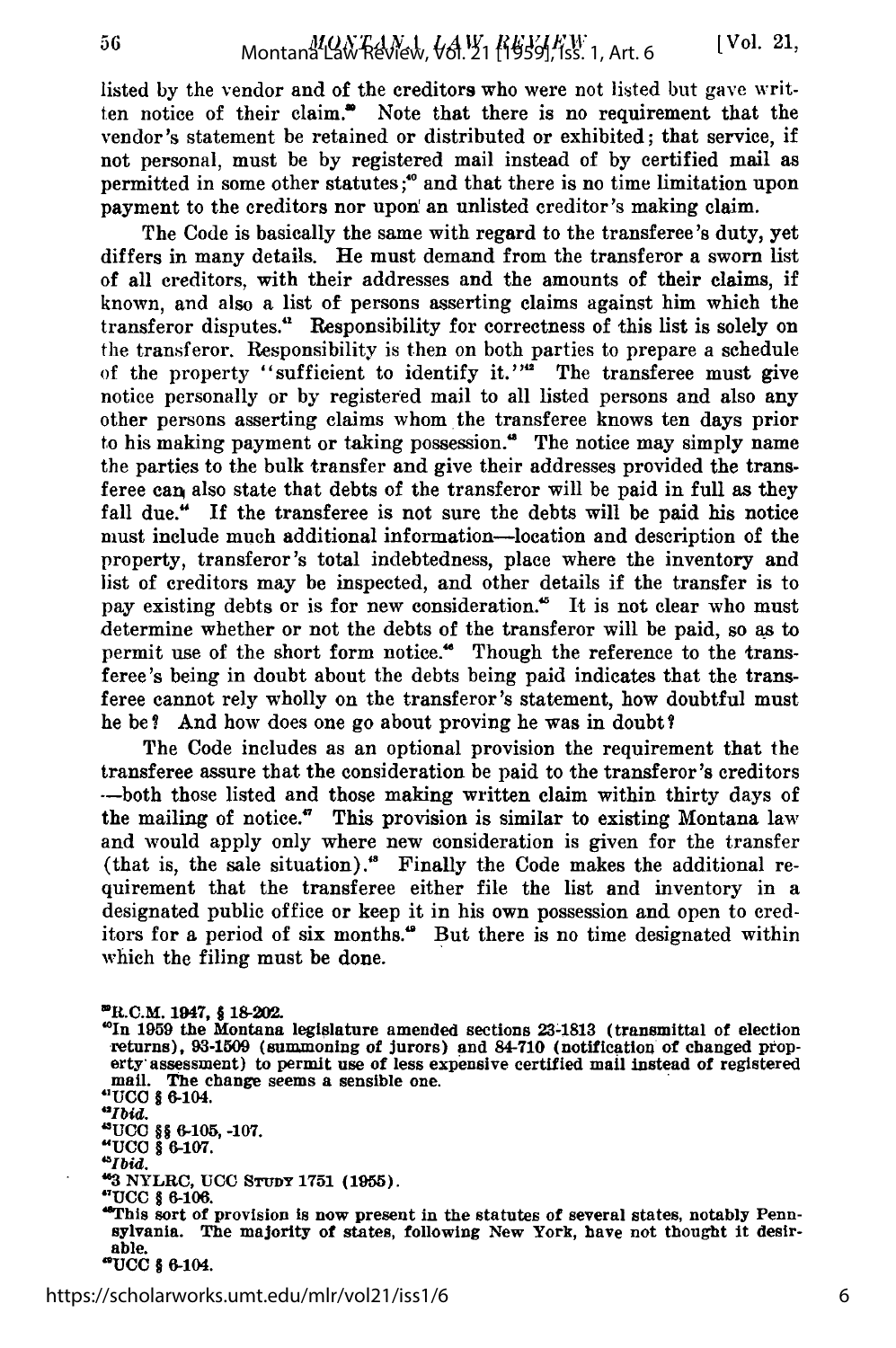listed by the vendor and of the creditors who were not listed but gave written notice of their claim.[39] Note that there is no requirement that the vendor's statement be retained or distributed or exhibited; that service, if not personal, must be by registered mail instead of by certified mail as permitted in some other statutes;[40] and that there is no time limitation upon payment to the creditors nor upon an unlisted creditor's making claim.

The Code is basically the same with regard to the transferee's duty, yet differs in many details. He must demand from the transferor a sworn list of all creditors, with their addresses and the amounts of their claims, if known, and also a list of persons asserting claims against him which the transferor disputes.[41] Responsibility for correctness of this list is solely on the transferor. Responsibility is then on both parties to prepare a schedule of the property "sufficient to identify it."[42] The transferee must give notice personally or by registered mail to all listed persons and also any other persons asserting claims whom the transferee knows ten days prior to his making payment or taking possession.[43] The notice may simply name the parties to the bulk transfer and give their addresses provided the transferee can also state that debts of the transferor will be paid in full as they fall due.[44] If the transferee is not sure the debts will be paid his notice must include much additional information—location and description of the property, transferor's total indebtedness, place where the inventory and list of creditors may be inspected, and other details if the transfer is to pay existing debts or is for new consideration.[45] It is not clear who must determine whether or not the debts of the transferor will be paid, so as to permit use of the short form notice.[46] Though the reference to the transferee's being in doubt about the debts being paid indicates that the transferee cannot rely wholly on the transferor's statement, how doubtful must he be? And how does one go about proving he was in doubt?

The Code includes as an optional provision the requirement that the transferee assure that the consideration be paid to the transferor's creditors —both those listed and those making written claim within thirty days of the mailing of notice.[47] This provision is similar to existing Montana law and would apply only where new consideration is given for the transfer (that is, the sale situation).[48] Finally the Code makes the additional requirement that the transferee either file the list and inventory in a designated public office or keep it in his own possession and open to creditors for a period of six months.[49] But there is no time designated within which the filing must be done.

[39] R.C.M. 1947, § 18-202.

[40] In 1959 the Montana legislature amended sections 23-1813 (transmittal of election returns), 93-1509 (summoning of jurors) and 84-710 (notification of changed property assessment) to permit use of less expensive certified mail instead of registered mail. The change seems a sensible one.

[41] UCC § 6-104.

[42] *Ibid.*

[43] UCC §§ 6-105, -107.

[44] UCC § 6-107.

[45] *Ibid.*

[46] 3 NYLRC, UCC STUDY 1751 (1955).

[47] UCC § 6-106.

[48] This sort of provision is now present in the statutes of several states, notably Pennsylvania. The majority of states, following New York, have not thought it desirable.

[49] UCC § 6-104.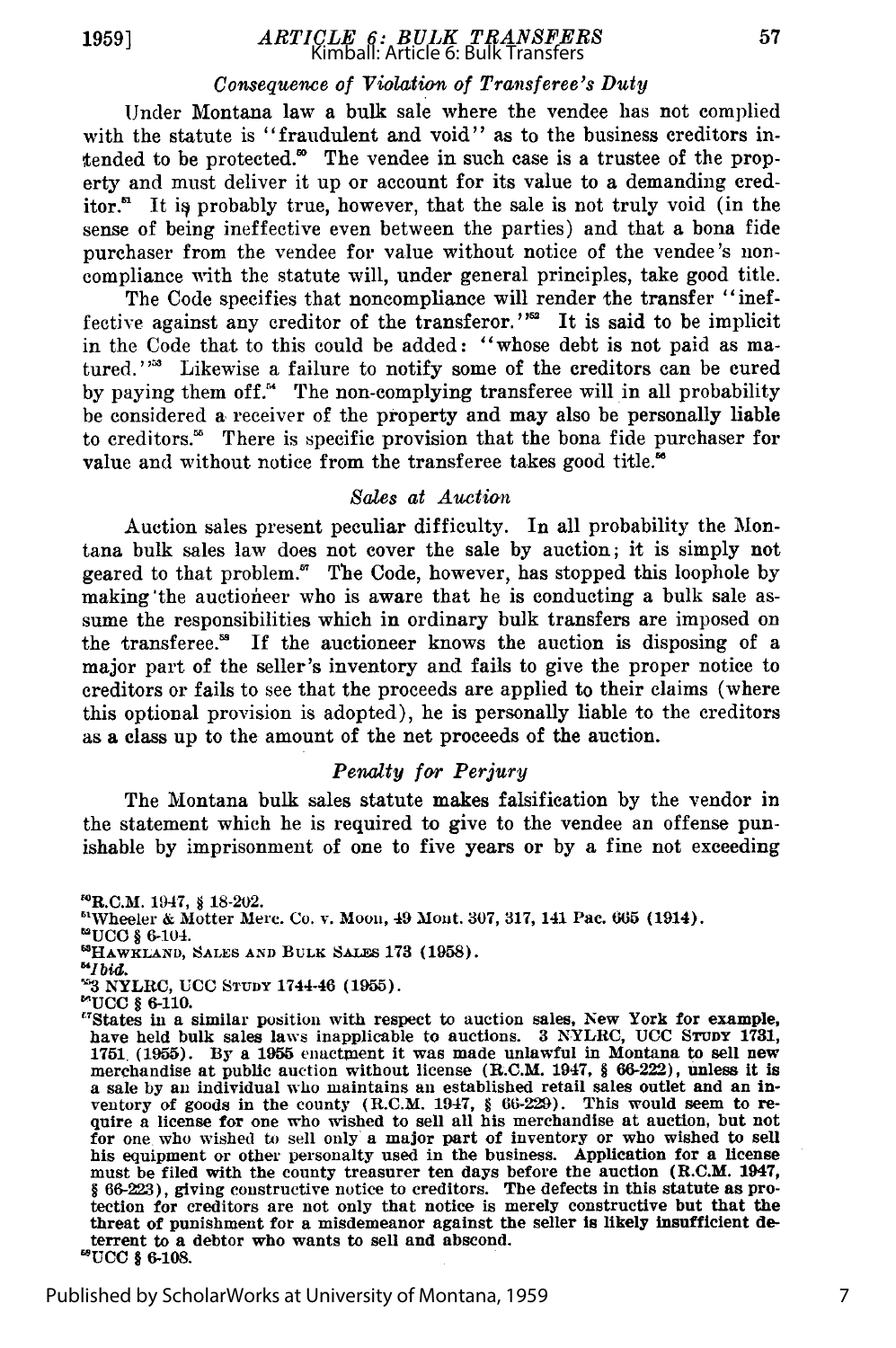### *Consequence of Violation of Transferee's Duty*

Under Montana law a bulk sale where the vendee has not complied with the statute is "fraudulent and void" as to the business creditors intended to be protected.[60] The vendee in such case is a trustee of the property and must deliver it up or account for its value to a demanding creditor.[61] It is probably true, however, that the sale is not truly void (in the sense of being ineffective even between the parties) and that a bona fide purchaser from the vendee for value without notice of the vendee's noncompliance with the statute will, under general principles, take good title.

The Code specifies that noncompliance will render the transfer "ineffective against any creditor of the transferor."[62] It is said to be implicit in the Code that to this could be added: "whose debt is not paid as matured."[63] Likewise a failure to notify some of the creditors can be cured by paying them off.[64] The non-complying transferee will in all probability be considered a receiver of the property and may also be personally liable to creditors.[65] There is specific provision that the bona fide purchaser for value and without notice from the transferee takes good title.[66]

### *Sales at Auction*

Auction sales present peculiar difficulty. In all probability the Montana bulk sales law does not cover the sale by auction; it is simply not geared to that problem.[67] The Code, however, has stopped this loophole by making the auctioneer who is aware that he is conducting a bulk sale assume the responsibilities which in ordinary bulk transfers are imposed on the transferee.[68] If the auctioneer knows the auction is disposing of a major part of the seller's inventory and fails to give the proper notice to creditors or fails to see that the proceeds are applied to their claims (where this optional provision is adopted), he is personally liable to the creditors as a class up to the amount of the net proceeds of the auction.

### *Penalty for Perjury*

The Montana bulk sales statute makes falsification by the vendor in the statement which he is required to give to the vendee an offense punishable by imprisonment of one to five years or by a fine not exceeding

---

[60] R.C.M. 1947, § 18-202.

[61] Wheeler & Motter Merc. Co. v. Moon, 49 Mont. 307, 317, 141 Pac. 665 (1914).

[62] UCC § 6-104.

[63] HAWKLAND, SALES AND BULK SALES 173 (1958).

[64] *Ibid.*

[65] 3 NYLRC, UCC STUDY 1744-46 (1955).

[66] UCC § 6-110.

[67] States in a similar position with respect to auction sales, New York for example, have held bulk sales laws inapplicable to auctions. 3 NYLRC, UCC STUDY 1731, 1751 (1955). By a 1955 enactment it was made unlawful in Montana to sell new merchandise at public auction without license (R.C.M. 1947, § 66-222), unless it is a sale by an individual who maintains an established retail sales outlet and an inventory of goods in the county (R.C.M. 1947, § 66-229). This would seem to require a license for one who wished to sell all his merchandise at auction, but not for one who wished to sell only a major part of inventory or who wished to sell his equipment or other personalty used in the business. Application for a license must be filed with the county treasurer ten days before the auction (R.C.M. 1947, § 66-223), giving constructive notice to creditors. The defects in this statute as protection for creditors are not only that notice is merely constructive but that the threat of punishment for a misdemeanor against the seller is likely insufficient deterrent to a debtor who wants to sell and abscond.

[68] UCC § 6-108.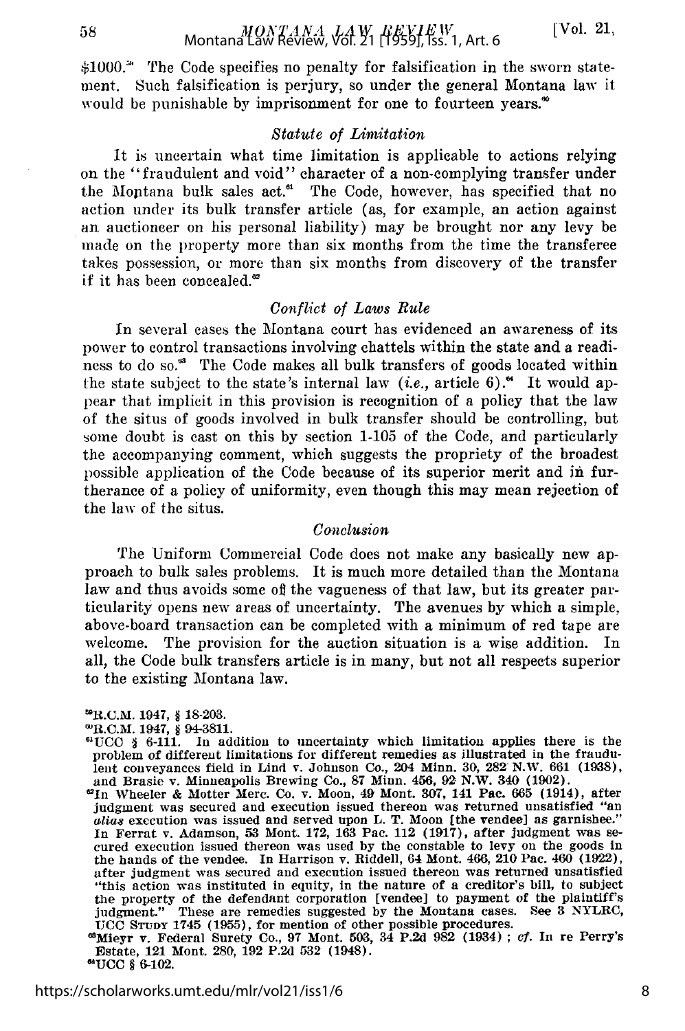$1000.[59] The Code specifies no penalty for falsification in the sworn statement. Such falsification is perjury, so under the general Montana law it would be punishable by imprisonment for one to fourteen years.[60]

### *Statute of Limitation*

It is uncertain what time limitation is applicable to actions relying on the "fraudulent and void" character of a non-complying transfer under the Montana bulk sales act.[61] The Code, however, has specified that no action under its bulk transfer article (as, for example, an action against an auctioneer on his personal liability) may be brought nor any levy be made on the property more than six months from the time the transferee takes possession, or more than six months from discovery of the transfer if it has been concealed.[62]

### *Conflict of Laws Rule*

In several cases the Montana court has evidenced an awareness of its power to control transactions involving chattels within the state and a readiness to do so.[63] The Code makes all bulk transfers of goods located within the state subject to the state's internal law (*i.e.*, article 6).[64] It would appear that implicit in this provision is recognition of a policy that the law of the situs of goods involved in bulk transfer should be controlling, but some doubt is cast on this by section 1-105 of the Code, and particularly the accompanying comment, which suggests the propriety of the broadest possible application of the Code because of its superior merit and in furtherance of a policy of uniformity, even though this may mean rejection of the law of the situs.

### *Conclusion*

The Uniform Commercial Code does not make any basically new approach to bulk sales problems. It is much more detailed than the Montana law and thus avoids some of the vagueness of that law, but its greater particularity opens new areas of uncertainty. The avenues by which a simple, above-board transaction can be completed with a minimum of red tape are welcome. The provision for the auction situation is a wise addition. In all, the Code bulk transfers article is in many, but not all respects superior to the existing Montana law.

---

[59]R.C.M. 1947, § 18-203.

[60]R.C.M. 1947, § 94-3811.

[61]UCC § 6-111. In addition to uncertainty which limitation applies there is the problem of different limitations for different remedies as illustrated in the fraudulent conveyances field in Lind v. Johnson Co., 204 Minn. 30, 282 N.W. 661 (1938), and Brasie v. Minneapolis Brewing Co., 87 Minn. 456, 92 N.W. 340 (1902).

[62]In Wheeler & Motter Merc. Co. v. Moon, 49 Mont. 307, 141 Pac. 665 (1914), after judgment was secured and execution issued thereon was returned unsatisfied "an *alias* execution was issued and served upon L. T. Moon [the vendee] as garnishee." In Ferrat v. Adamson, 53 Mont. 172, 163 Pac. 112 (1917), after judgment was secured execution issued thereon was used by the constable to levy on the goods in the hands of the vendee. In Harrison v. Riddell, 64 Mont. 466, 210 Pac. 460 (1922), after judgment was secured and execution issued thereon was returned unsatisfied "this action was instituted in equity, in the nature of a creditor's bill, to subject the property of the defendant corporation [vendee] to payment of the plaintiff's judgment." These are remedies suggested by the Montana cases. See 3 NYLRC, UCC STUDY 1745 (1955), for mention of other possible procedures.

[63]Mieyr v. Federal Surety Co., 97 Mont. 503, 34 P.2d 982 (1934); *cf.* In re Perry's Estate, 121 Mont. 280, 192 P.2d 532 (1948).

[64]UCC § 6-102.